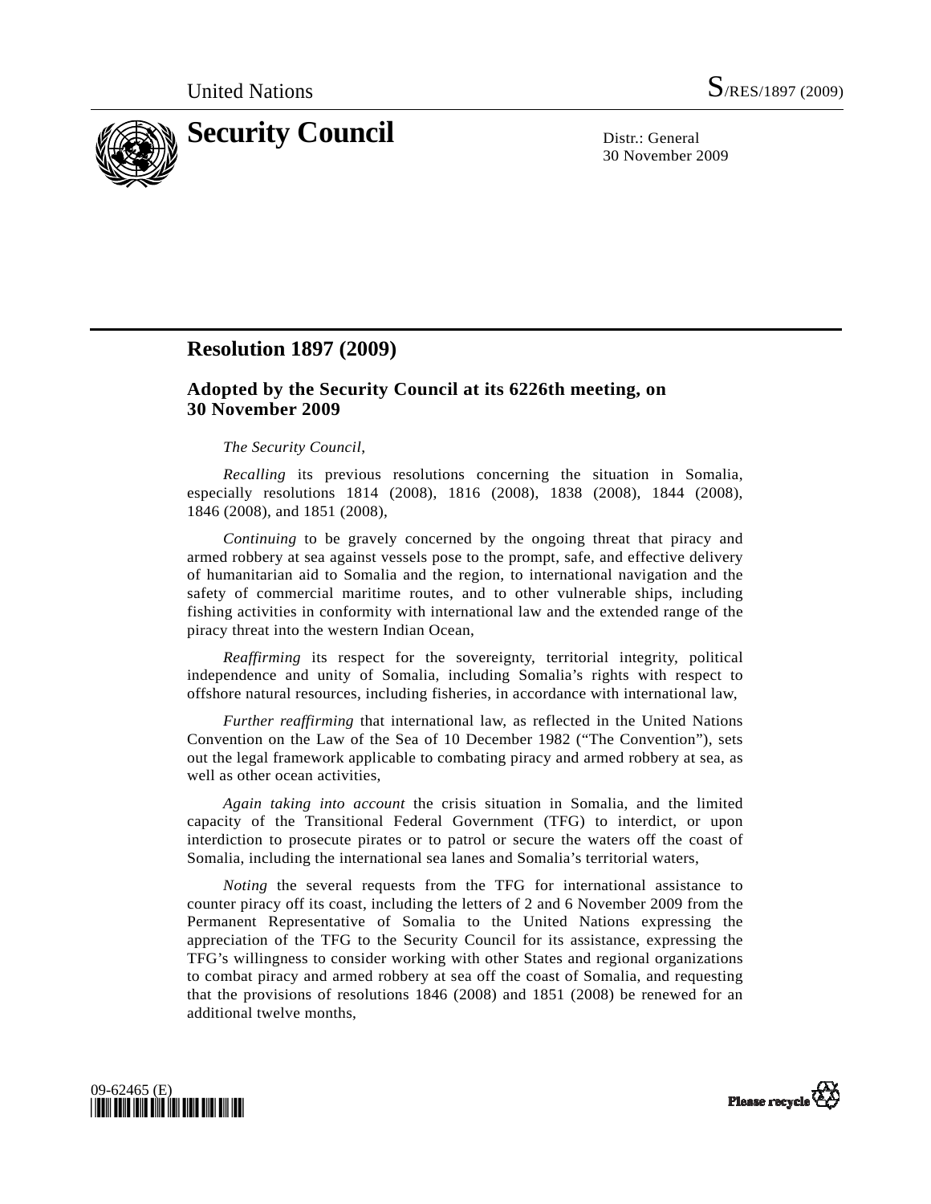United Nations S/RES/1897 (2009)

# Security Council

Distr.: General
30 November 2009

## Resolution 1897 (2009)

### Adopted by the Security Council at its 6226th meeting, on 30 November 2009

*The Security Council*,

*Recalling* its previous resolutions concerning the situation in Somalia, especially resolutions 1814 (2008), 1816 (2008), 1838 (2008), 1844 (2008), 1846 (2008), and 1851 (2008),

*Continuing* to be gravely concerned by the ongoing threat that piracy and armed robbery at sea against vessels pose to the prompt, safe, and effective delivery of humanitarian aid to Somalia and the region, to international navigation and the safety of commercial maritime routes, and to other vulnerable ships, including fishing activities in conformity with international law and the extended range of the piracy threat into the western Indian Ocean,

*Reaffirming* its respect for the sovereignty, territorial integrity, political independence and unity of Somalia, including Somalia's rights with respect to offshore natural resources, including fisheries, in accordance with international law,

*Further reaffirming* that international law, as reflected in the United Nations Convention on the Law of the Sea of 10 December 1982 ("The Convention"), sets out the legal framework applicable to combating piracy and armed robbery at sea, as well as other ocean activities,

*Again taking into account* the crisis situation in Somalia, and the limited capacity of the Transitional Federal Government (TFG) to interdict, or upon interdiction to prosecute pirates or to patrol or secure the waters off the coast of Somalia, including the international sea lanes and Somalia's territorial waters,

*Noting* the several requests from the TFG for international assistance to counter piracy off its coast, including the letters of 2 and 6 November 2009 from the Permanent Representative of Somalia to the United Nations expressing the appreciation of the TFG to the Security Council for its assistance, expressing the TFG's willingness to consider working with other States and regional organizations to combat piracy and armed robbery at sea off the coast of Somalia, and requesting that the provisions of resolutions 1846 (2008) and 1851 (2008) be renewed for an additional twelve months,

09-62465 (E)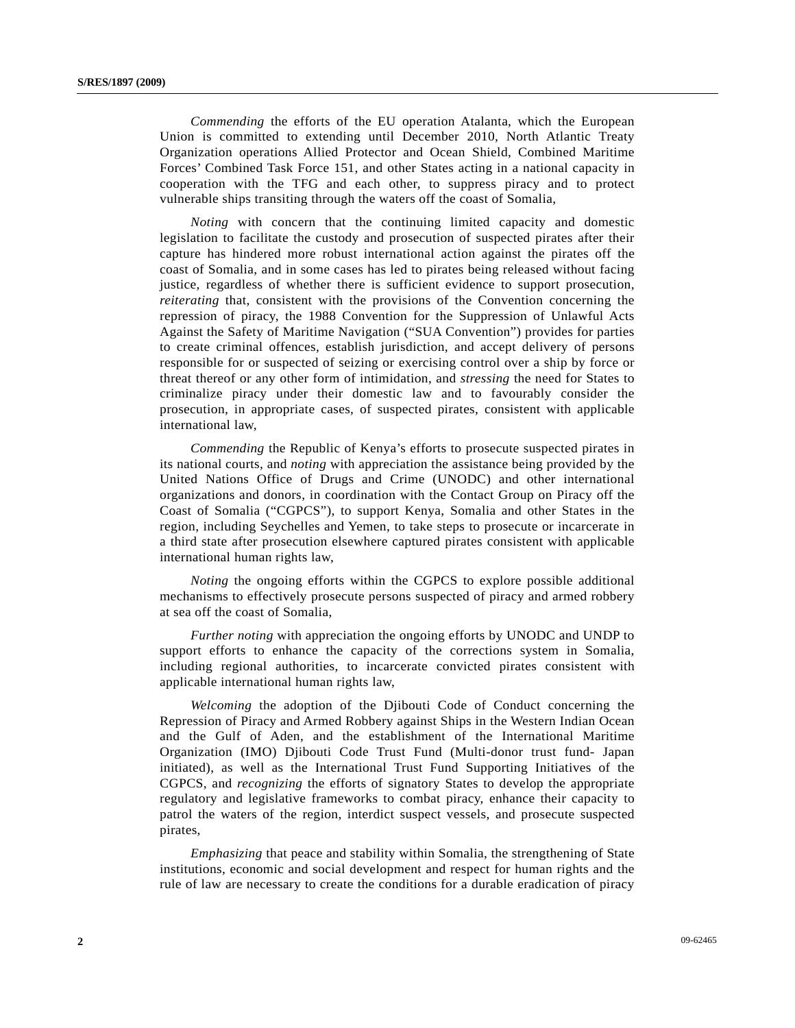*Commending* the efforts of the EU operation Atalanta, which the European Union is committed to extending until December 2010, North Atlantic Treaty Organization operations Allied Protector and Ocean Shield, Combined Maritime Forces' Combined Task Force 151, and other States acting in a national capacity in cooperation with the TFG and each other, to suppress piracy and to protect vulnerable ships transiting through the waters off the coast of Somalia,

*Noting* with concern that the continuing limited capacity and domestic legislation to facilitate the custody and prosecution of suspected pirates after their capture has hindered more robust international action against the pirates off the coast of Somalia, and in some cases has led to pirates being released without facing justice, regardless of whether there is sufficient evidence to support prosecution, *reiterating* that, consistent with the provisions of the Convention concerning the repression of piracy, the 1988 Convention for the Suppression of Unlawful Acts Against the Safety of Maritime Navigation ("SUA Convention") provides for parties to create criminal offences, establish jurisdiction, and accept delivery of persons responsible for or suspected of seizing or exercising control over a ship by force or threat thereof or any other form of intimidation, and *stressing* the need for States to criminalize piracy under their domestic law and to favourably consider the prosecution, in appropriate cases, of suspected pirates, consistent with applicable international law,

*Commending* the Republic of Kenya's efforts to prosecute suspected pirates in its national courts, and *noting* with appreciation the assistance being provided by the United Nations Office of Drugs and Crime (UNODC) and other international organizations and donors, in coordination with the Contact Group on Piracy off the Coast of Somalia ("CGPCS"), to support Kenya, Somalia and other States in the region, including Seychelles and Yemen, to take steps to prosecute or incarcerate in a third state after prosecution elsewhere captured pirates consistent with applicable international human rights law,

*Noting* the ongoing efforts within the CGPCS to explore possible additional mechanisms to effectively prosecute persons suspected of piracy and armed robbery at sea off the coast of Somalia,

*Further noting* with appreciation the ongoing efforts by UNODC and UNDP to support efforts to enhance the capacity of the corrections system in Somalia, including regional authorities, to incarcerate convicted pirates consistent with applicable international human rights law,

*Welcoming* the adoption of the Djibouti Code of Conduct concerning the Repression of Piracy and Armed Robbery against Ships in the Western Indian Ocean and the Gulf of Aden, and the establishment of the International Maritime Organization (IMO) Djibouti Code Trust Fund (Multi-donor trust fund- Japan initiated), as well as the International Trust Fund Supporting Initiatives of the CGPCS, and *recognizing* the efforts of signatory States to develop the appropriate regulatory and legislative frameworks to combat piracy, enhance their capacity to patrol the waters of the region, interdict suspect vessels, and prosecute suspected pirates,

*Emphasizing* that peace and stability within Somalia, the strengthening of State institutions, economic and social development and respect for human rights and the rule of law are necessary to create the conditions for a durable eradication of piracy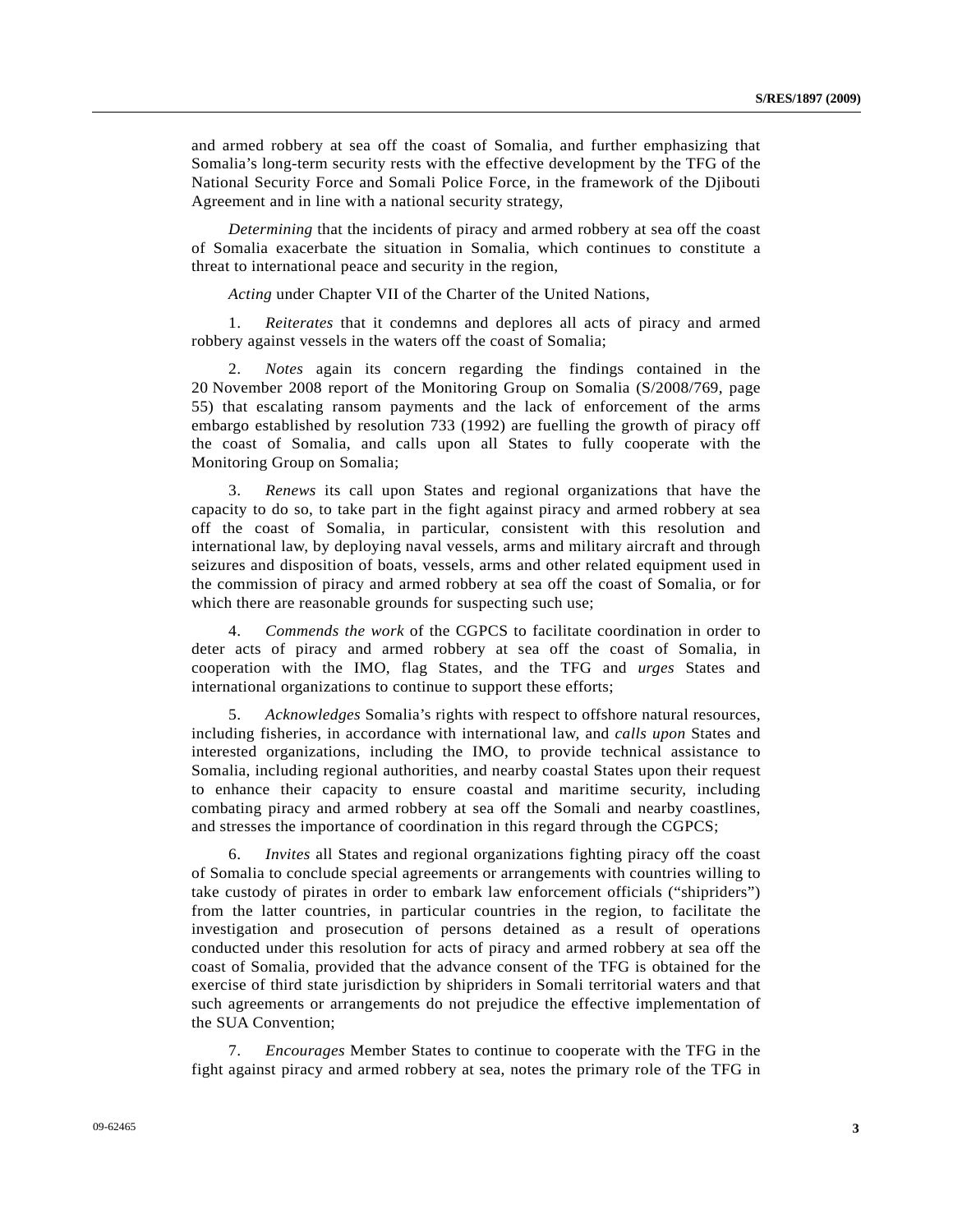and armed robbery at sea off the coast of Somalia, and further emphasizing that Somalia's long-term security rests with the effective development by the TFG of the National Security Force and Somali Police Force, in the framework of the Djibouti Agreement and in line with a national security strategy,

*Determining* that the incidents of piracy and armed robbery at sea off the coast of Somalia exacerbate the situation in Somalia, which continues to constitute a threat to international peace and security in the region,

*Acting* under Chapter VII of the Charter of the United Nations,

1. *Reiterates* that it condemns and deplores all acts of piracy and armed robbery against vessels in the waters off the coast of Somalia;

2. *Notes* again its concern regarding the findings contained in the 20 November 2008 report of the Monitoring Group on Somalia (S/2008/769, page 55) that escalating ransom payments and the lack of enforcement of the arms embargo established by resolution 733 (1992) are fuelling the growth of piracy off the coast of Somalia, and calls upon all States to fully cooperate with the Monitoring Group on Somalia;

3. *Renews* its call upon States and regional organizations that have the capacity to do so, to take part in the fight against piracy and armed robbery at sea off the coast of Somalia, in particular, consistent with this resolution and international law, by deploying naval vessels, arms and military aircraft and through seizures and disposition of boats, vessels, arms and other related equipment used in the commission of piracy and armed robbery at sea off the coast of Somalia, or for which there are reasonable grounds for suspecting such use;

4. *Commends the work* of the CGPCS to facilitate coordination in order to deter acts of piracy and armed robbery at sea off the coast of Somalia, in cooperation with the IMO, flag States, and the TFG and *urges* States and international organizations to continue to support these efforts;

5. *Acknowledges* Somalia's rights with respect to offshore natural resources, including fisheries, in accordance with international law, and *calls upon* States and interested organizations, including the IMO, to provide technical assistance to Somalia, including regional authorities, and nearby coastal States upon their request to enhance their capacity to ensure coastal and maritime security, including combating piracy and armed robbery at sea off the Somali and nearby coastlines, and stresses the importance of coordination in this regard through the CGPCS;

6. *Invites* all States and regional organizations fighting piracy off the coast of Somalia to conclude special agreements or arrangements with countries willing to take custody of pirates in order to embark law enforcement officials ("shipriders") from the latter countries, in particular countries in the region, to facilitate the investigation and prosecution of persons detained as a result of operations conducted under this resolution for acts of piracy and armed robbery at sea off the coast of Somalia, provided that the advance consent of the TFG is obtained for the exercise of third state jurisdiction by shipriders in Somali territorial waters and that such agreements or arrangements do not prejudice the effective implementation of the SUA Convention;

7. *Encourages* Member States to continue to cooperate with the TFG in the fight against piracy and armed robbery at sea, notes the primary role of the TFG in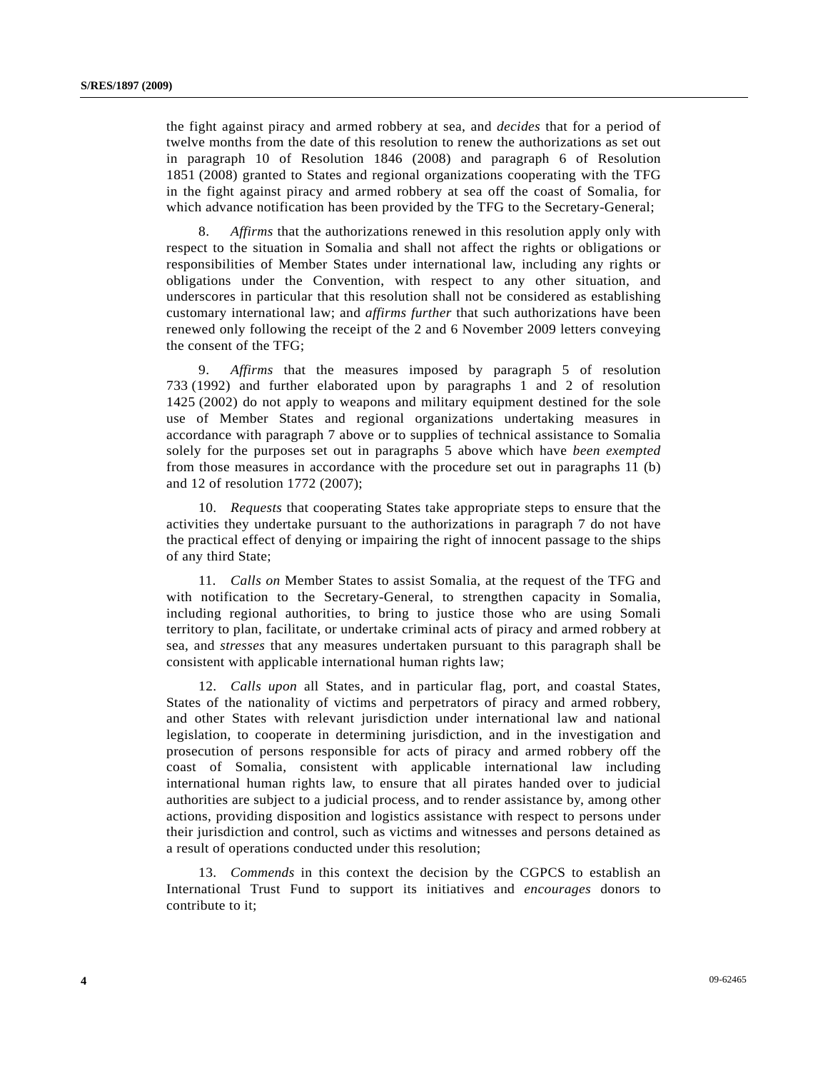the fight against piracy and armed robbery at sea, and *decides* that for a period of twelve months from the date of this resolution to renew the authorizations as set out in paragraph 10 of Resolution 1846 (2008) and paragraph 6 of Resolution 1851 (2008) granted to States and regional organizations cooperating with the TFG in the fight against piracy and armed robbery at sea off the coast of Somalia, for which advance notification has been provided by the TFG to the Secretary-General;

8. *Affirms* that the authorizations renewed in this resolution apply only with respect to the situation in Somalia and shall not affect the rights or obligations or responsibilities of Member States under international law, including any rights or obligations under the Convention, with respect to any other situation, and underscores in particular that this resolution shall not be considered as establishing customary international law; and *affirms further* that such authorizations have been renewed only following the receipt of the 2 and 6 November 2009 letters conveying the consent of the TFG;

9. *Affirms* that the measures imposed by paragraph 5 of resolution 733 (1992) and further elaborated upon by paragraphs 1 and 2 of resolution 1425 (2002) do not apply to weapons and military equipment destined for the sole use of Member States and regional organizations undertaking measures in accordance with paragraph 7 above or to supplies of technical assistance to Somalia solely for the purposes set out in paragraphs 5 above which have *been exempted* from those measures in accordance with the procedure set out in paragraphs 11 (b) and 12 of resolution 1772 (2007);

10. *Requests* that cooperating States take appropriate steps to ensure that the activities they undertake pursuant to the authorizations in paragraph 7 do not have the practical effect of denying or impairing the right of innocent passage to the ships of any third State;

11. *Calls on* Member States to assist Somalia, at the request of the TFG and with notification to the Secretary-General, to strengthen capacity in Somalia, including regional authorities, to bring to justice those who are using Somali territory to plan, facilitate, or undertake criminal acts of piracy and armed robbery at sea, and *stresses* that any measures undertaken pursuant to this paragraph shall be consistent with applicable international human rights law;

12. *Calls upon* all States, and in particular flag, port, and coastal States, States of the nationality of victims and perpetrators of piracy and armed robbery, and other States with relevant jurisdiction under international law and national legislation, to cooperate in determining jurisdiction, and in the investigation and prosecution of persons responsible for acts of piracy and armed robbery off the coast of Somalia, consistent with applicable international law including international human rights law, to ensure that all pirates handed over to judicial authorities are subject to a judicial process, and to render assistance by, among other actions, providing disposition and logistics assistance with respect to persons under their jurisdiction and control, such as victims and witnesses and persons detained as a result of operations conducted under this resolution;

13. *Commends* in this context the decision by the CGPCS to establish an International Trust Fund to support its initiatives and *encourages* donors to contribute to it;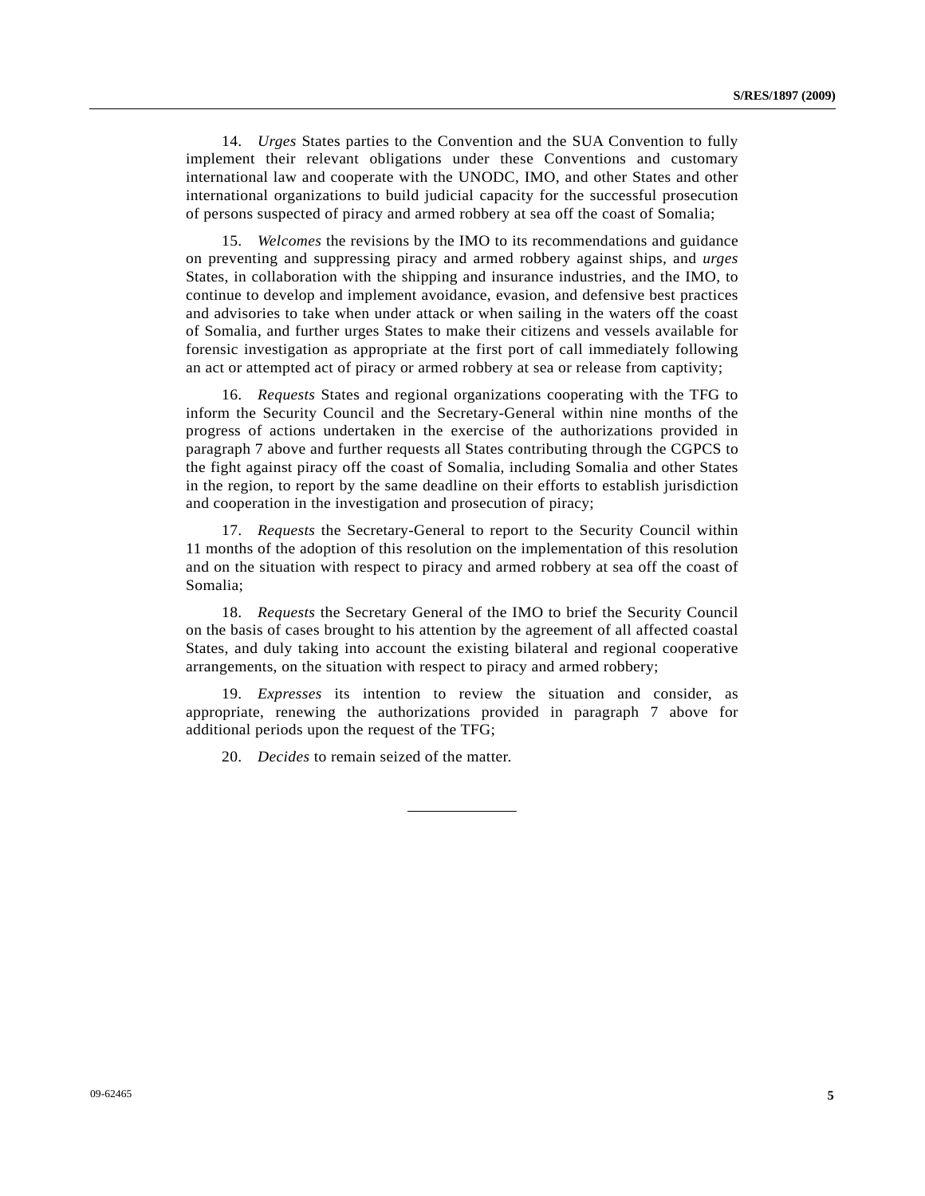14. *Urges* States parties to the Convention and the SUA Convention to fully implement their relevant obligations under these Conventions and customary international law and cooperate with the UNODC, IMO, and other States and other international organizations to build judicial capacity for the successful prosecution of persons suspected of piracy and armed robbery at sea off the coast of Somalia;

15. *Welcomes* the revisions by the IMO to its recommendations and guidance on preventing and suppressing piracy and armed robbery against ships, and *urges* States, in collaboration with the shipping and insurance industries, and the IMO, to continue to develop and implement avoidance, evasion, and defensive best practices and advisories to take when under attack or when sailing in the waters off the coast of Somalia, and further urges States to make their citizens and vessels available for forensic investigation as appropriate at the first port of call immediately following an act or attempted act of piracy or armed robbery at sea or release from captivity;

16. *Requests* States and regional organizations cooperating with the TFG to inform the Security Council and the Secretary-General within nine months of the progress of actions undertaken in the exercise of the authorizations provided in paragraph 7 above and further requests all States contributing through the CGPCS to the fight against piracy off the coast of Somalia, including Somalia and other States in the region, to report by the same deadline on their efforts to establish jurisdiction and cooperation in the investigation and prosecution of piracy;

17. *Requests* the Secretary-General to report to the Security Council within 11 months of the adoption of this resolution on the implementation of this resolution and on the situation with respect to piracy and armed robbery at sea off the coast of Somalia;

18. *Requests* the Secretary General of the IMO to brief the Security Council on the basis of cases brought to his attention by the agreement of all affected coastal States, and duly taking into account the existing bilateral and regional cooperative arrangements, on the situation with respect to piracy and armed robbery;

19. *Expresses* its intention to review the situation and consider, as appropriate, renewing the authorizations provided in paragraph 7 above for additional periods upon the request of the TFG;

20. *Decides* to remain seized of the matter.